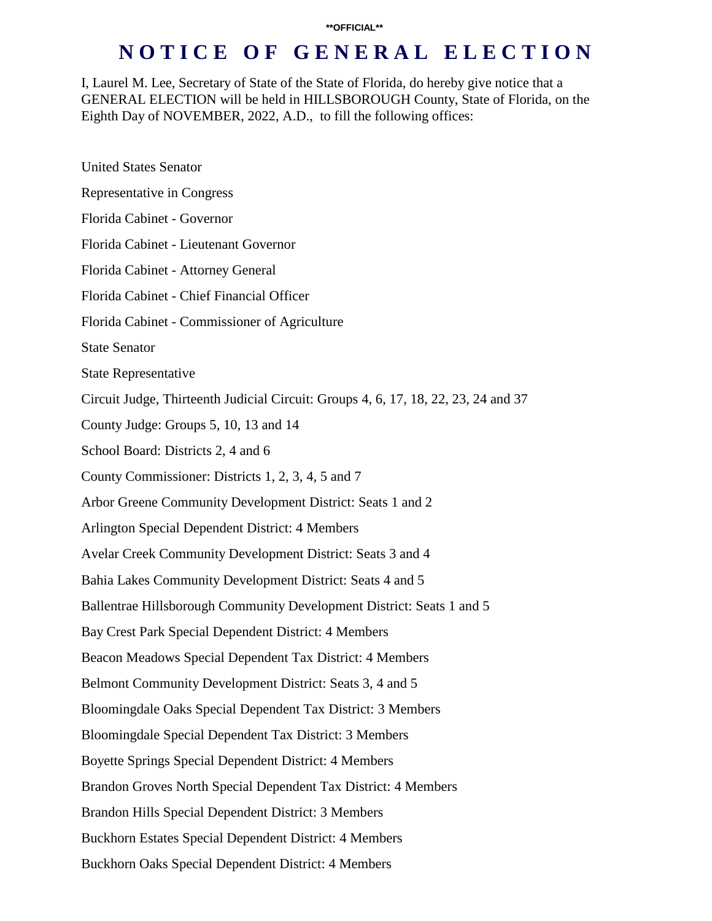**OFFICIAL**

# NOTICE OF GENERAL ELECTION

I, Laurel M. Lee, Secretary of State of the State of Florida, do hereby give notice that a GENERAL ELECTION will be held in HILLSBOROUGH County, State of Florida, on the Eighth Day of NOVEMBER, 2022, A.D., to fill the following offices:

United States Senator

Representative in Congress

Florida Cabinet - Governor

Florida Cabinet - Lieutenant Governor

Florida Cabinet - Attorney General

Florida Cabinet - Chief Financial Officer

Florida Cabinet - Commissioner of Agriculture

State Senator

State Representative

Circuit Judge, Thirteenth Judicial Circuit: Groups 4, 6, 17, 18, 22, 23, 24 and 37

County Judge: Groups 5, 10, 13 and 14

School Board: Districts 2, 4 and 6

County Commissioner: Districts 1, 2, 3, 4, 5 and 7

Arbor Greene Community Development District: Seats 1 and 2

Arlington Special Dependent District: 4 Members

Avelar Creek Community Development District: Seats 3 and 4

Bahia Lakes Community Development District: Seats 4 and 5

Ballentrae Hillsborough Community Development District: Seats 1 and 5

Bay Crest Park Special Dependent District: 4 Members

Beacon Meadows Special Dependent Tax District: 4 Members

Belmont Community Development District: Seats 3, 4 and 5

Bloomingdale Oaks Special Dependent Tax District: 3 Members

Bloomingdale Special Dependent Tax District: 3 Members

Boyette Springs Special Dependent District: 4 Members

Brandon Groves North Special Dependent Tax District: 4 Members

Brandon Hills Special Dependent District: 3 Members

Buckhorn Estates Special Dependent District: 4 Members

Buckhorn Oaks Special Dependent District: 4 Members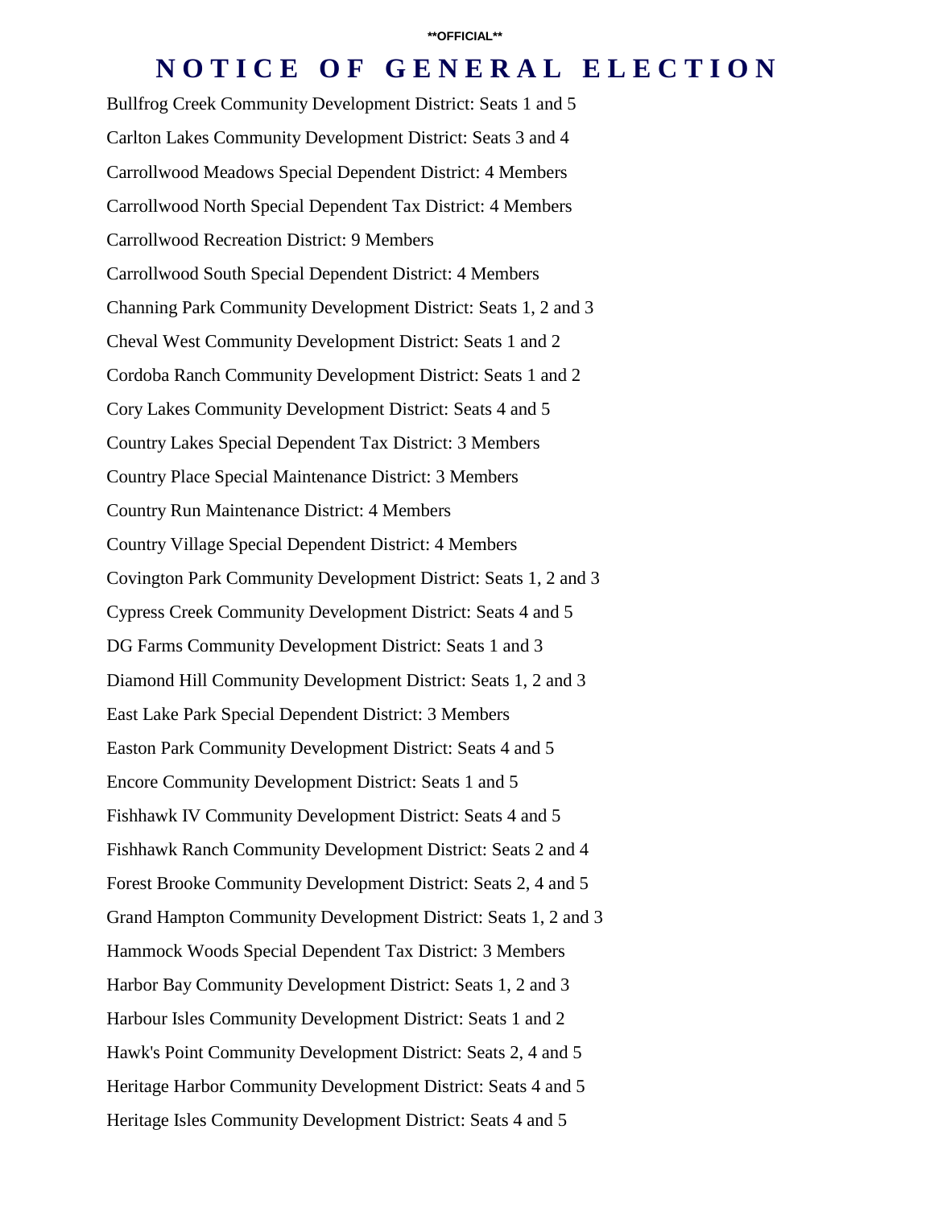**OFFICIAL**

# NOTICE OF GENERAL ELECTION

Bullfrog Creek Community Development District: Seats 1 and 5

Carlton Lakes Community Development District: Seats 3 and 4

Carrollwood Meadows Special Dependent District: 4 Members

Carrollwood North Special Dependent Tax District: 4 Members

Carrollwood Recreation District: 9 Members

Carrollwood South Special Dependent District: 4 Members

Channing Park Community Development District: Seats 1, 2 and 3

Cheval West Community Development District: Seats 1 and 2

Cordoba Ranch Community Development District: Seats 1 and 2

Cory Lakes Community Development District: Seats 4 and 5

Country Lakes Special Dependent Tax District: 3 Members

Country Place Special Maintenance District: 3 Members

Country Run Maintenance District: 4 Members

Country Village Special Dependent District: 4 Members

Covington Park Community Development District: Seats 1, 2 and 3

Cypress Creek Community Development District: Seats 4 and 5

DG Farms Community Development District: Seats 1 and 3

Diamond Hill Community Development District: Seats 1, 2 and 3

East Lake Park Special Dependent District: 3 Members

Easton Park Community Development District: Seats 4 and 5

Encore Community Development District: Seats 1 and 5

Fishhawk IV Community Development District: Seats 4 and 5

Fishhawk Ranch Community Development District: Seats 2 and 4

Forest Brooke Community Development District: Seats 2, 4 and 5

Grand Hampton Community Development District: Seats 1, 2 and 3

Hammock Woods Special Dependent Tax District: 3 Members

Harbor Bay Community Development District: Seats 1, 2 and 3

Harbour Isles Community Development District: Seats 1 and 2

Hawk's Point Community Development District: Seats 2, 4 and 5

Heritage Harbor Community Development District: Seats 4 and 5

Heritage Isles Community Development District: Seats 4 and 5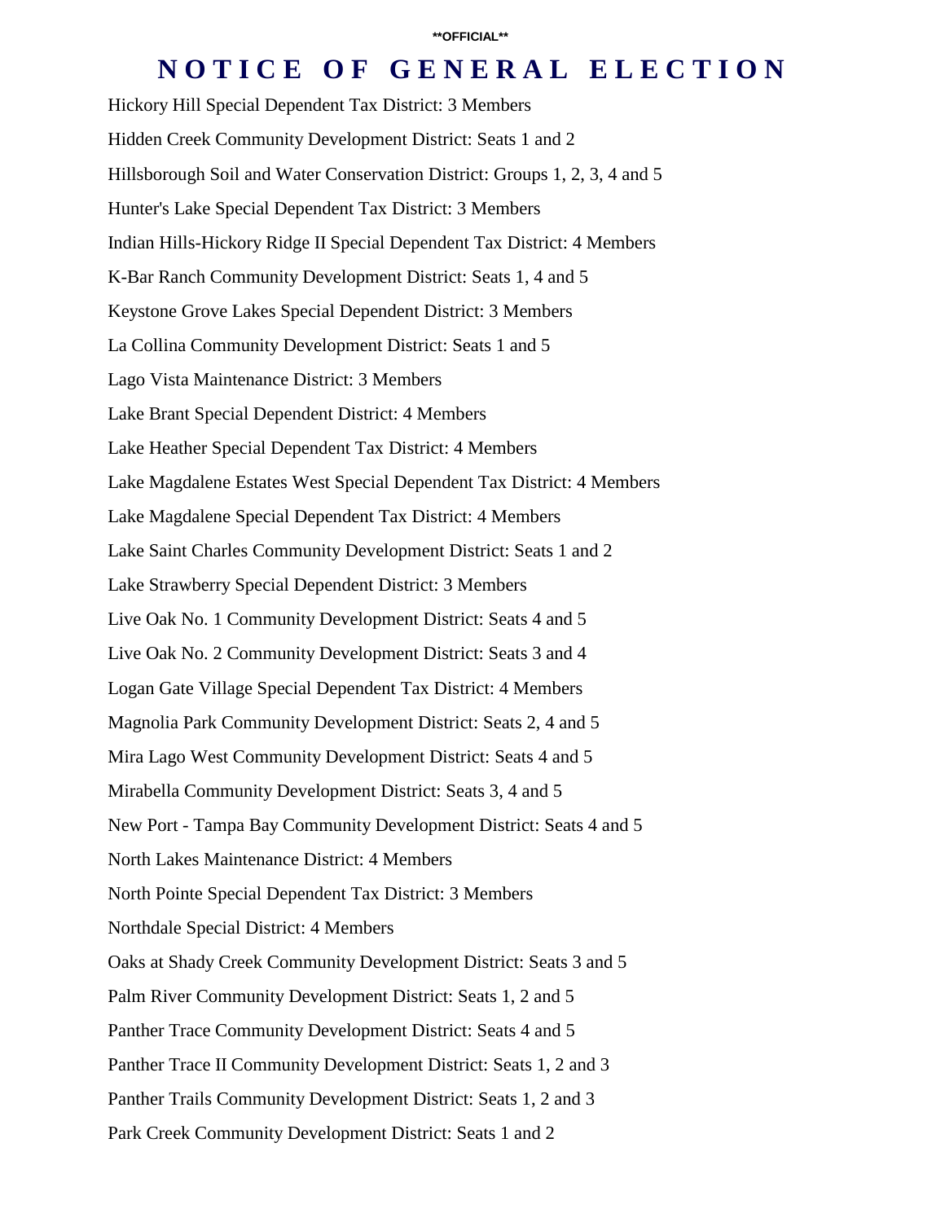**OFFICIAL**

# NOTICE OF GENERAL ELECTION

Hickory Hill Special Dependent Tax District: 3 Members

Hidden Creek Community Development District: Seats 1 and 2

Hillsborough Soil and Water Conservation District: Groups 1, 2, 3, 4 and 5

Hunter's Lake Special Dependent Tax District: 3 Members

Indian Hills-Hickory Ridge II Special Dependent Tax District: 4 Members

K-Bar Ranch Community Development District: Seats 1, 4 and 5

Keystone Grove Lakes Special Dependent District: 3 Members

La Collina Community Development District: Seats 1 and 5

Lago Vista Maintenance District: 3 Members

Lake Brant Special Dependent District: 4 Members

Lake Heather Special Dependent Tax District: 4 Members

Lake Magdalene Estates West Special Dependent Tax District: 4 Members

Lake Magdalene Special Dependent Tax District: 4 Members

Lake Saint Charles Community Development District: Seats 1 and 2

Lake Strawberry Special Dependent District: 3 Members

Live Oak No. 1 Community Development District: Seats 4 and 5

Live Oak No. 2 Community Development District: Seats 3 and 4

Logan Gate Village Special Dependent Tax District: 4 Members

Magnolia Park Community Development District: Seats 2, 4 and 5

Mira Lago West Community Development District: Seats 4 and 5

Mirabella Community Development District: Seats 3, 4 and 5

New Port - Tampa Bay Community Development District: Seats 4 and 5

North Lakes Maintenance District: 4 Members

North Pointe Special Dependent Tax District: 3 Members

Northdale Special District: 4 Members

Oaks at Shady Creek Community Development District: Seats 3 and 5

Palm River Community Development District: Seats 1, 2 and 5

Panther Trace Community Development District: Seats 4 and 5

Panther Trace II Community Development District: Seats 1, 2 and 3

Panther Trails Community Development District: Seats 1, 2 and 3

Park Creek Community Development District: Seats 1 and 2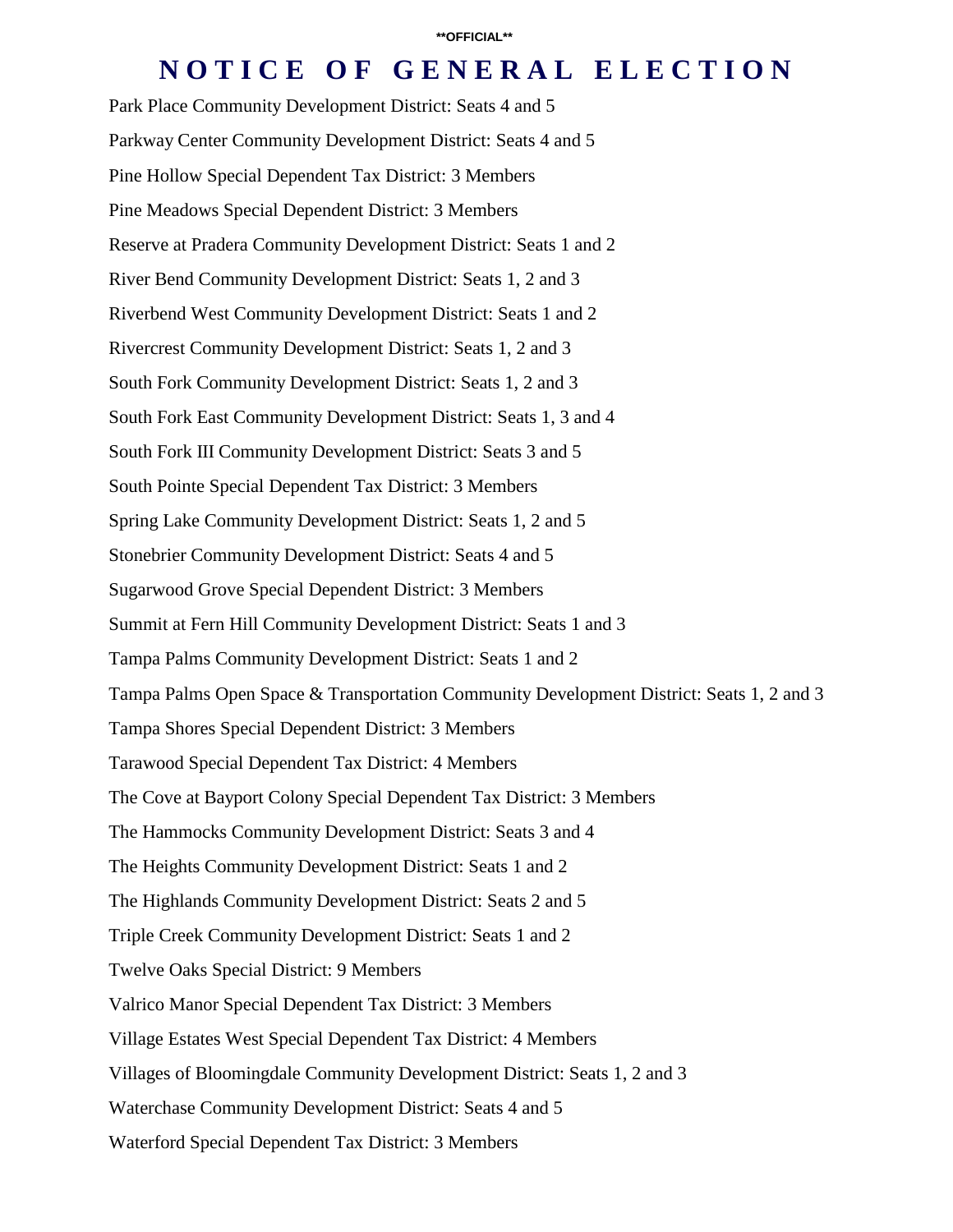**OFFICIAL**

# NOTICE OF GENERAL ELECTION

Park Place Community Development District: Seats 4 and 5

Parkway Center Community Development District: Seats 4 and 5

Pine Hollow Special Dependent Tax District: 3 Members

Pine Meadows Special Dependent District: 3 Members

Reserve at Pradera Community Development District: Seats 1 and 2

River Bend Community Development District: Seats 1, 2 and 3

Riverbend West Community Development District: Seats 1 and 2

Rivercrest Community Development District: Seats 1, 2 and 3

South Fork Community Development District: Seats 1, 2 and 3

South Fork East Community Development District: Seats 1, 3 and 4

South Fork III Community Development District: Seats 3 and 5

South Pointe Special Dependent Tax District: 3 Members

Spring Lake Community Development District: Seats 1, 2 and 5

Stonebrier Community Development District: Seats 4 and 5

Sugarwood Grove Special Dependent District: 3 Members

Summit at Fern Hill Community Development District: Seats 1 and 3

Tampa Palms Community Development District: Seats 1 and 2

Tampa Palms Open Space & Transportation Community Development District: Seats 1, 2 and 3

Tampa Shores Special Dependent District: 3 Members

Tarawood Special Dependent Tax District: 4 Members

The Cove at Bayport Colony Special Dependent Tax District: 3 Members

The Hammocks Community Development District: Seats 3 and 4

The Heights Community Development District: Seats 1 and 2

The Highlands Community Development District: Seats 2 and 5

Triple Creek Community Development District: Seats 1 and 2

Twelve Oaks Special District: 9 Members

Valrico Manor Special Dependent Tax District: 3 Members

Village Estates West Special Dependent Tax District: 4 Members

Villages of Bloomingdale Community Development District: Seats 1, 2 and 3

Waterchase Community Development District: Seats 4 and 5

Waterford Special Dependent Tax District: 3 Members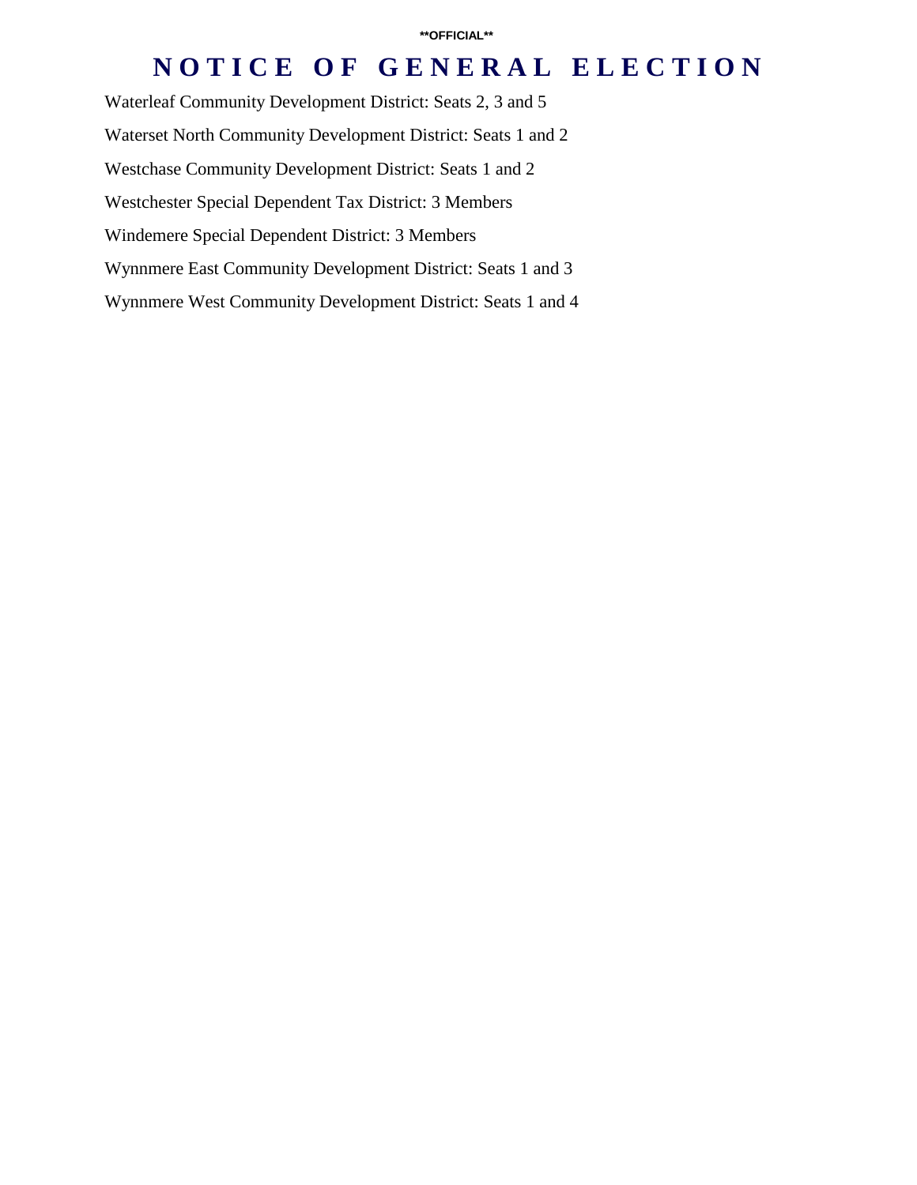**OFFICIAL**

# NOTICE OF GENERAL ELECTION

Waterleaf Community Development District: Seats 2, 3 and 5

Waterset North Community Development District: Seats 1 and 2

Westchase Community Development District: Seats 1 and 2

Westchester Special Dependent Tax District: 3 Members

Windemere Special Dependent District: 3 Members

Wynnmere East Community Development District: Seats 1 and 3

Wynnmere West Community Development District: Seats 1 and 4